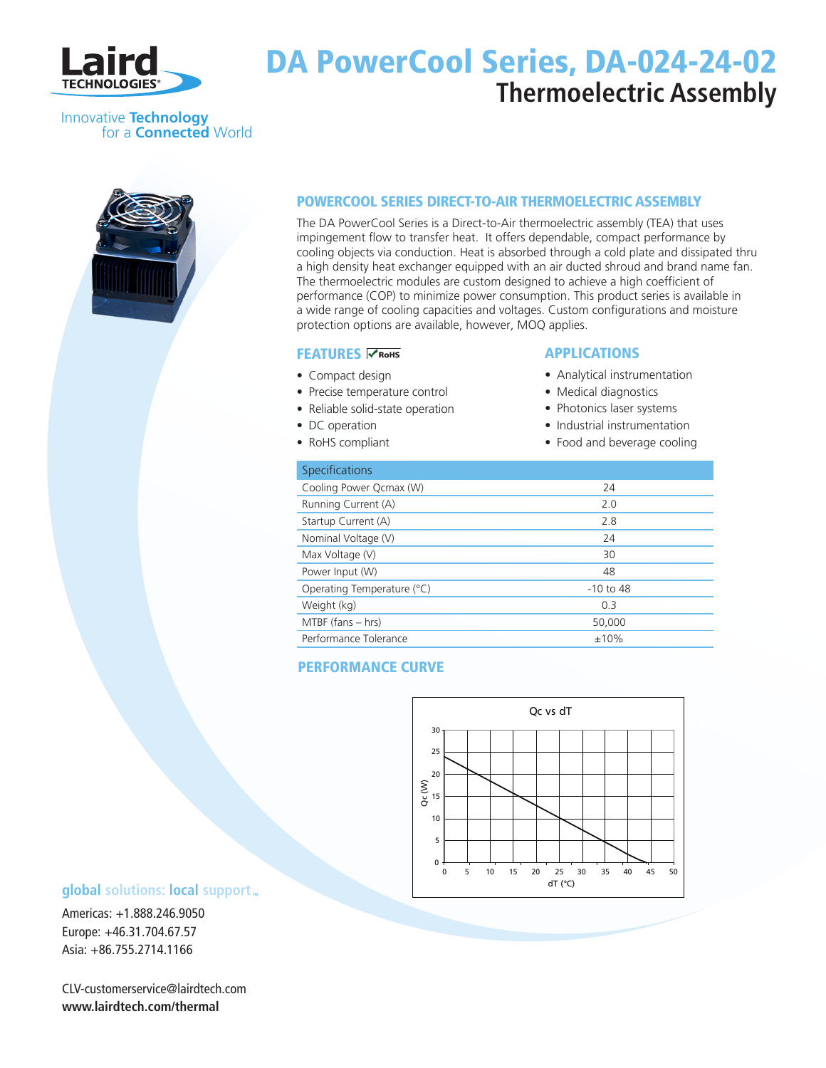# DA PowerCool Series, DA-024-24-02

## Thermoelectric Assembly

Innovative **Technology** for a **Connected** World

### POWERCOOL SERIES DIRECT-TO-AIR THERMOELECTRIC ASSEMBLY

The DA PowerCool Series is a Direct-to-Air thermoelectric assembly (TEA) that uses impingement flow to transfer heat. It offers dependable, compact performance by cooling objects via conduction. Heat is absorbed through a cold plate and dissipated thru a high density heat exchanger equipped with an air ducted shroud and brand name fan. The thermoelectric modules are custom designed to achieve a high coefficient of performance (COP) to minimize power consumption. This product series is available in a wide range of cooling capacities and voltages. Custom configurations and moisture protection options are available, however, MOQ applies.

### FEATURES

- Compact design
- Precise temperature control
- Reliable solid-state operation
- DC operation
- RoHS compliant

### APPLICATIONS

- Analytical instrumentation
- Medical diagnostics
- Photonics laser systems
- Industrial instrumentation
- Food and beverage cooling

| Specifications | |
|---|---|
| Cooling Power Qcmax (W) | 24 |
| Running Current (A) | 2.0 |
| Startup Current (A) | 2.8 |
| Nominal Voltage (V) | 24 |
| Max Voltage (V) | 30 |
| Power Input (W) | 48 |
| Operating Temperature (°C) | -10 to 48 |
| Weight (kg) | 0.3 |
| MTBF (fans – hrs) | 50,000 |
| Performance Tolerance | ±10% |

### PERFORMANCE CURVE

Qc vs dT

**global** solutions: **local** support™

Americas: +1.888.246.9050
Europe: +46.31.704.67.57
Asia: +86.755.2714.1166

CLV-customerservice@lairdtech.com
**www.lairdtech.com/thermal**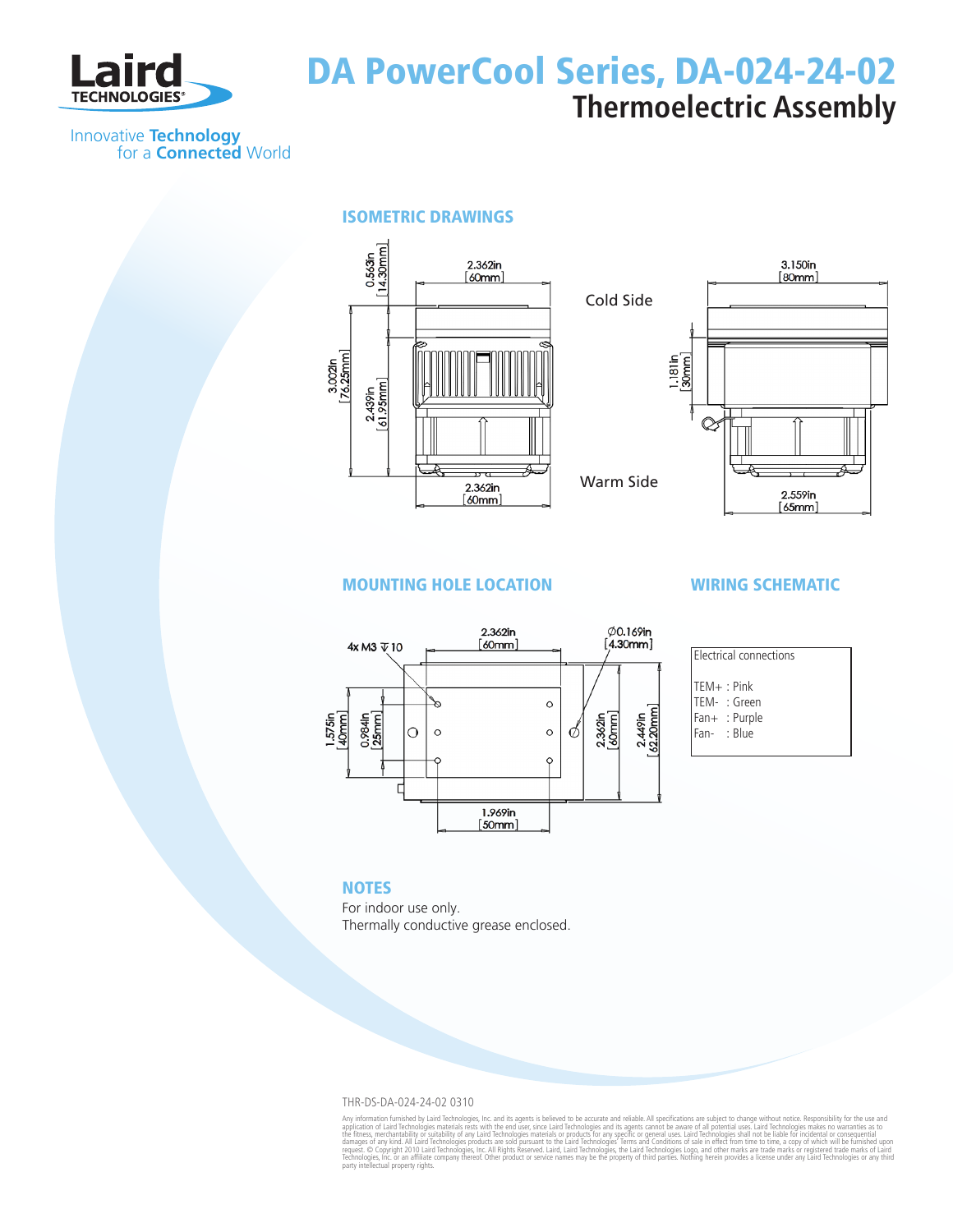# DA PowerCool Series, DA-024-24-02

## Thermoelectric Assembly

Innovative Technology for a Connected World

### ISOMETRIC DRAWINGS

0.563in [14.30mm]

2.362in [60mm]

3.002in [76.25mm]

2.439in [61.95mm]

2.362in [60mm]

Cold Side

Warm Side

3.150in [80mm]

1.181in [30mm]

2.559in [65mm]

### MOUNTING HOLE LOCATION

4x M3 ⊽ 10

2.362in [60mm]

Ø0.169in [4.30mm]

1.575in [40mm]

0.984in [25mm]

2.362in [60mm]

2.449in [62.20mm]

1.969in [50mm]

### WIRING SCHEMATIC

Electrical connections

TEM+ : Pink
TEM- : Green
Fan+ : Purple
Fan- : Blue

### NOTES

For indoor use only.
Thermally conductive grease enclosed.

THR-DS-DA-024-24-02 0310

Any information furnished by Laird Technologies, Inc. and its agents is believed to be accurate and reliable. All specifications are subject to change without notice. Responsibility for the use and application of Laird Technologies materials rests with the end user, since Laird Technologies and its agents cannot be aware of all potential uses. Laird Technologies makes no warranties as to the fitness, merchantability or suitability of any Laird Technologies materials or products for any specific or general uses. Laird Technologies shall not be liable for incidental or consequential damages of any kind. All Laird Technologies products are sold pursuant to the Laird Technologies' Terms and Conditions of sale in effect from time to time, a copy of which will be furnished upon request. © Copyright 2010 Laird Technologies, Inc. All Rights Reserved. Laird, Laird Technologies, the Laird Technologies Logo, and other marks are trade marks or registered trade marks of Laird Technologies, Inc. or an affiliate company thereof. Other product or service names may be the property of third parties. Nothing herein provides a license under any Laird Technologies or any third party intellectual property rights.